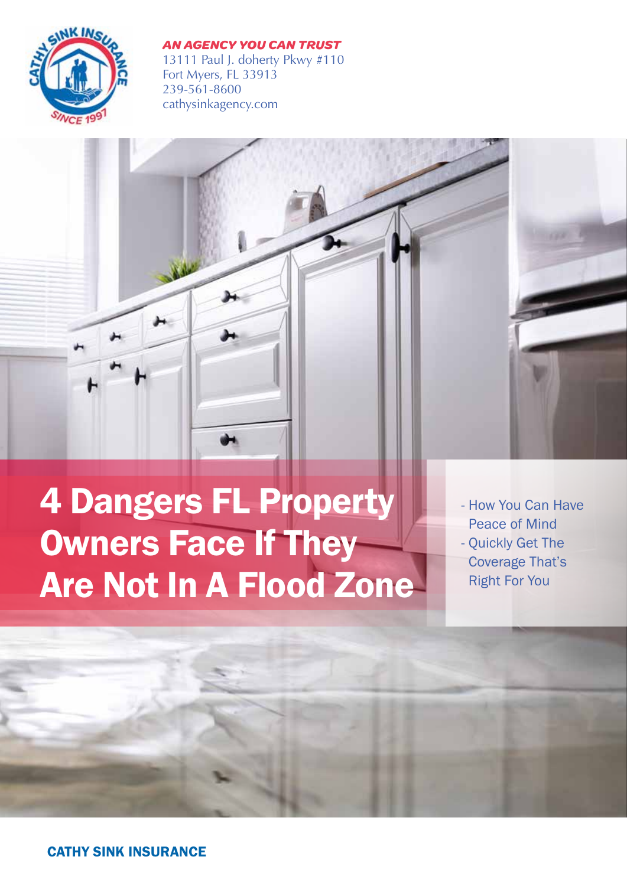***AN AGENCY YOU CAN TRUST***
13111 Paul J. doherty Pkwy #110
Fort Myers, FL 33913
239-561-8600
cathysinkagency.com

# 4 Dangers FL Property Owners Face If They Are Not In A Flood Zone

- How You Can Have Peace of Mind
- Quickly Get The Coverage That's Right For You

**CATHY SINK INSURANCE**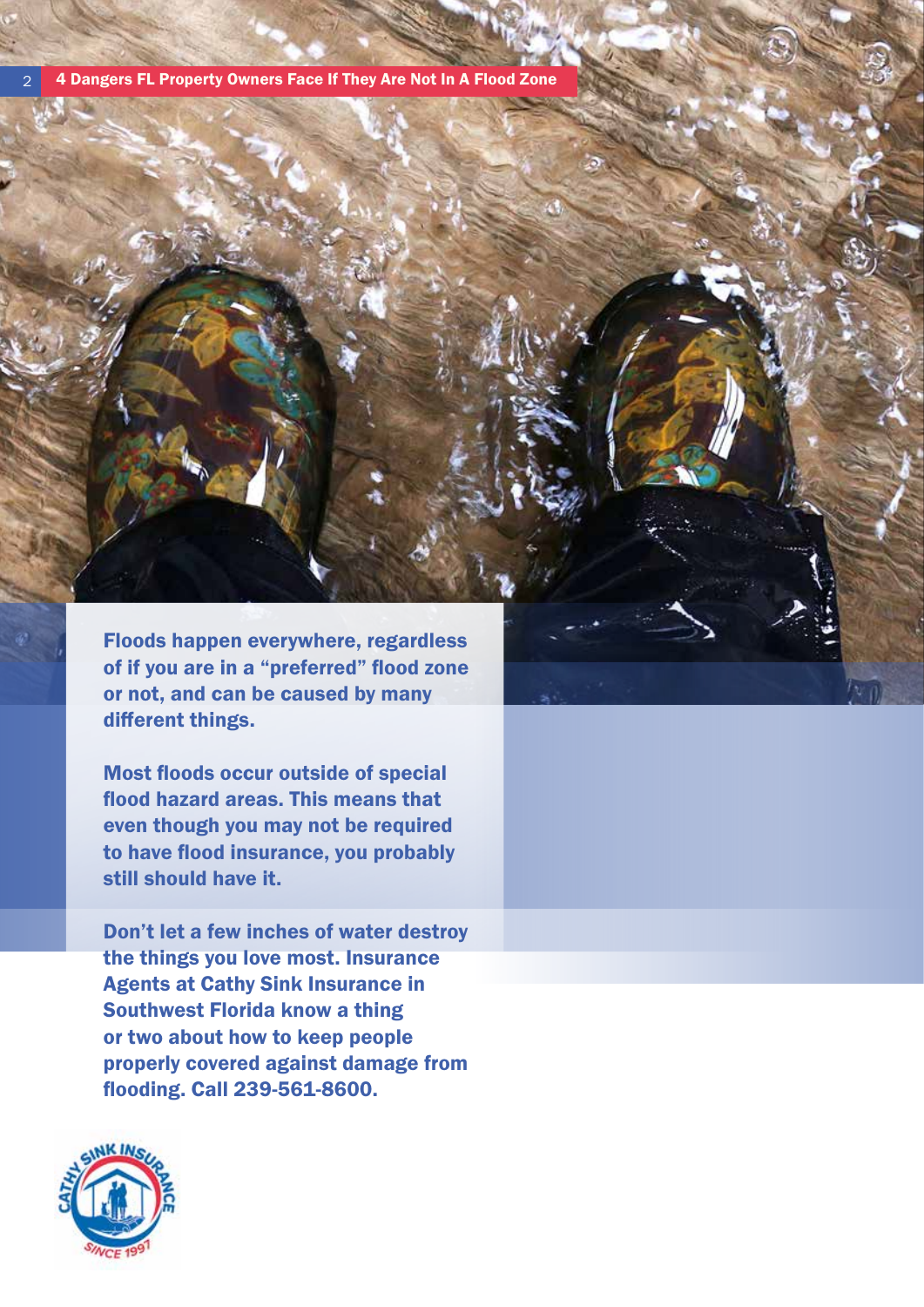Floods happen everywhere, regardless of if you are in a "preferred" flood zone or not, and can be caused by many different things.

Most floods occur outside of special flood hazard areas. This means that even though you may not be required to have flood insurance, you probably still should have it.

Don't let a few inches of water destroy the things you love most. Insurance Agents at Cathy Sink Insurance in Southwest Florida know a thing or two about how to keep people properly covered against damage from flooding. Call 239-561-8600.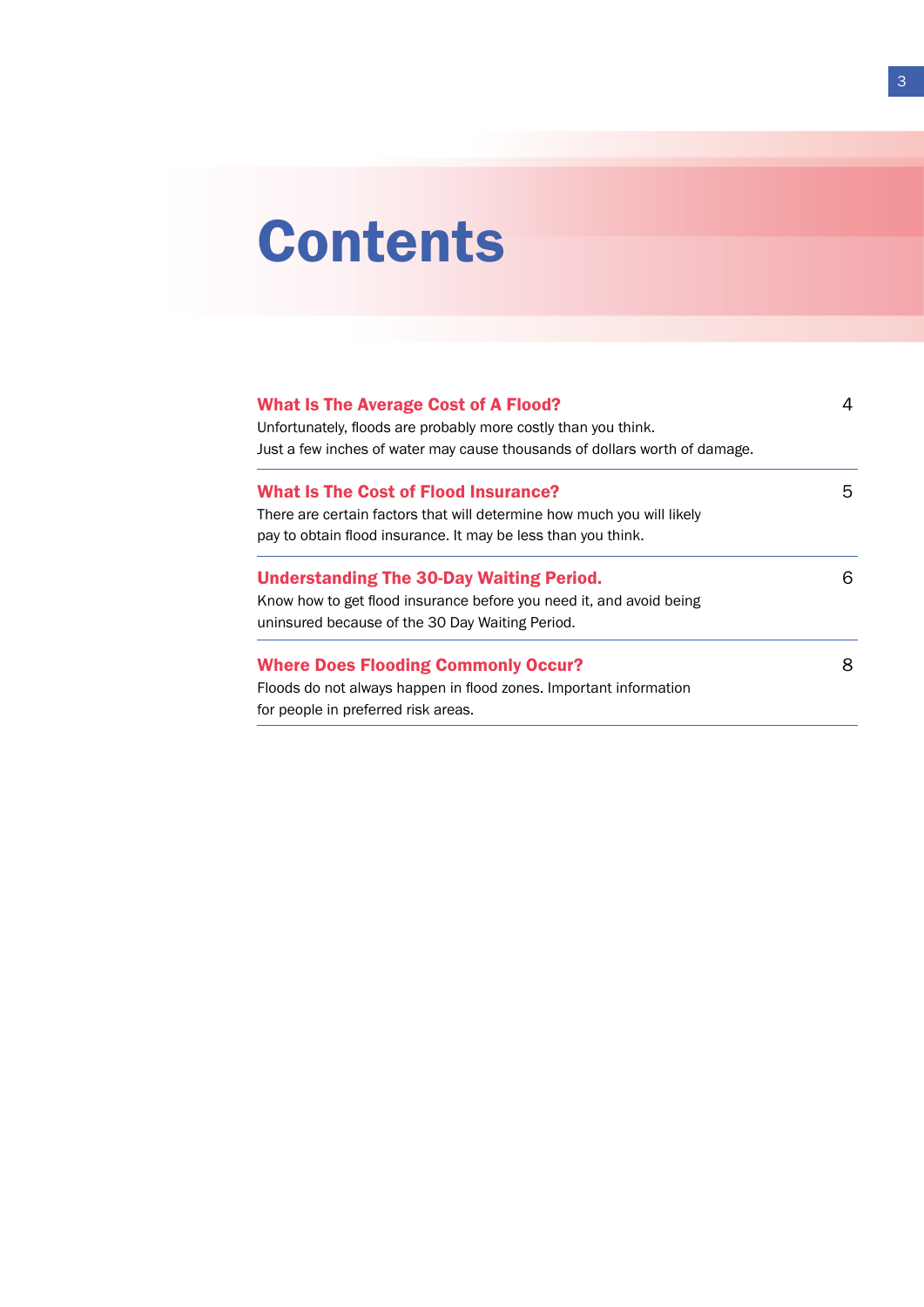# Contents

| | |
|---|---|
| **What Is The Average Cost of A Flood?**<br>Unfortunately, floods are probably more costly than you think.<br>Just a few inches of water may cause thousands of dollars worth of damage. | 4 |
| **What Is The Cost of Flood Insurance?**<br>There are certain factors that will determine how much you will likely pay to obtain flood insurance. It may be less than you think. | 5 |
| **Understanding The 30-Day Waiting Period.**<br>Know how to get flood insurance before you need it, and avoid being uninsured because of the 30 Day Waiting Period. | 6 |
| **Where Does Flooding Commonly Occur?**<br>Floods do not always happen in flood zones. Important information for people in preferred risk areas. | 8 |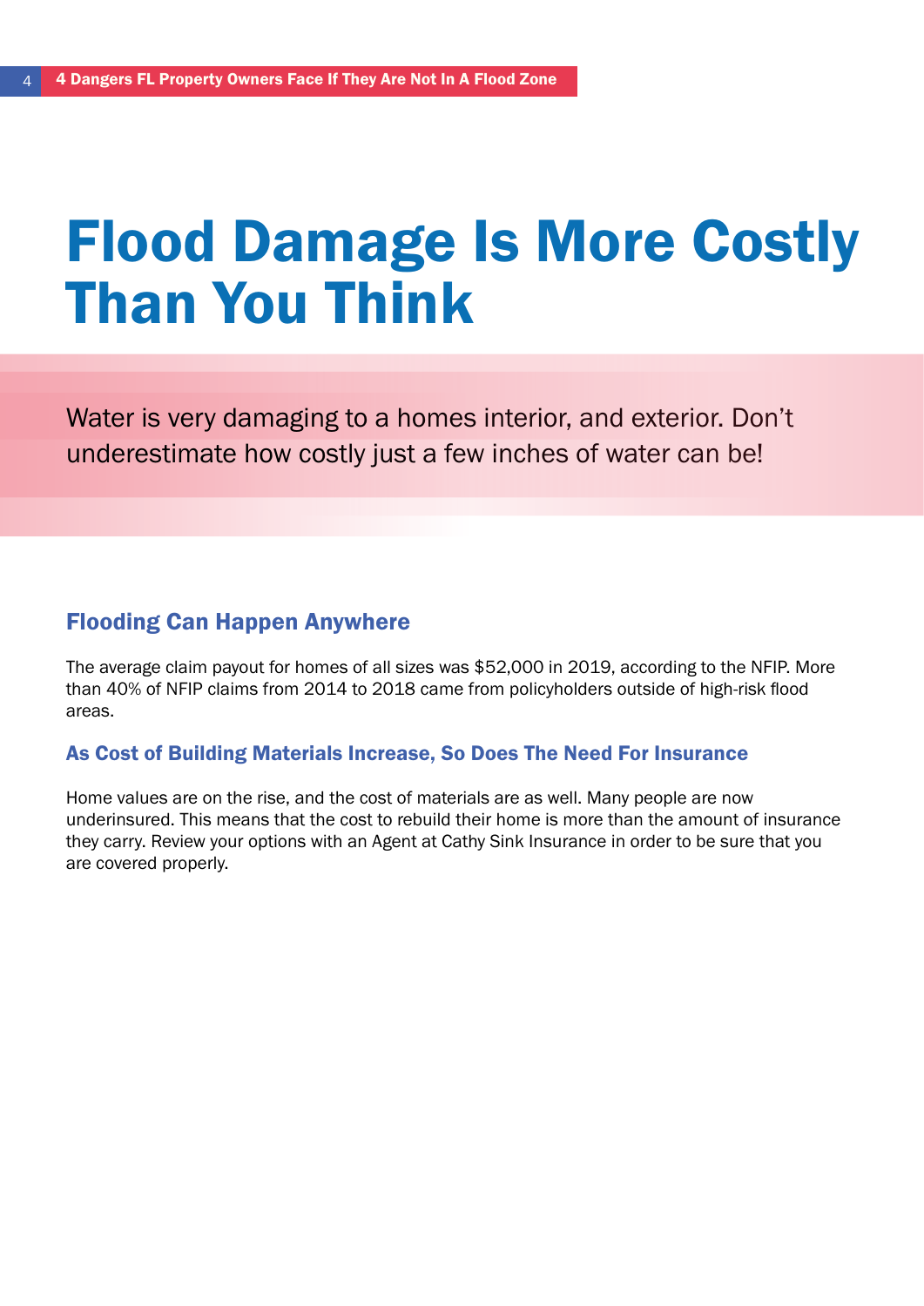# Flood Damage Is More Costly Than You Think

Water is very damaging to a homes interior, and exterior. Don't underestimate how costly just a few inches of water can be!

## Flooding Can Happen Anywhere

The average claim payout for homes of all sizes was $52,000 in 2019, according to the NFIP. More than 40% of NFIP claims from 2014 to 2018 came from policyholders outside of high-risk flood areas.

### As Cost of Building Materials Increase, So Does The Need For Insurance

Home values are on the rise, and the cost of materials are as well. Many people are now underinsured. This means that the cost to rebuild their home is more than the amount of insurance they carry. Review your options with an Agent at Cathy Sink Insurance in order to be sure that you are covered properly.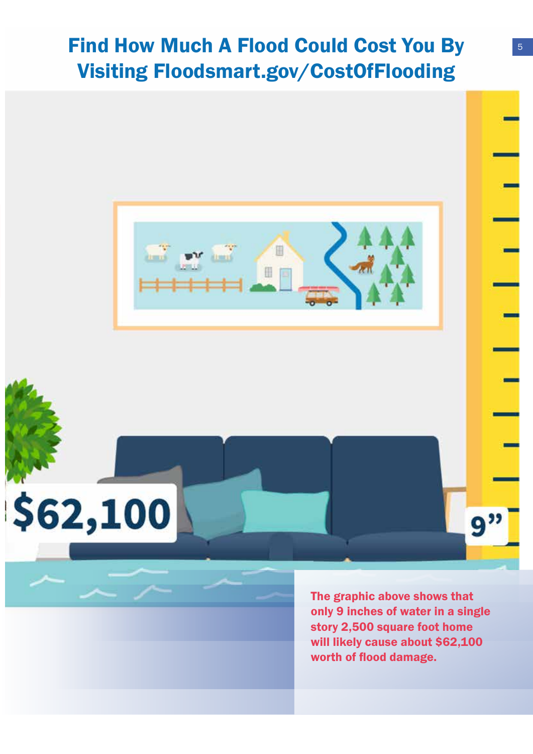# Find How Much A Flood Could Cost You By Visiting Floodsmart.gov/CostOfFlooding

$62,100

9"

**The graphic above shows that only 9 inches of water in a single story 2,500 square foot home will likely cause about $62,100 worth of flood damage.**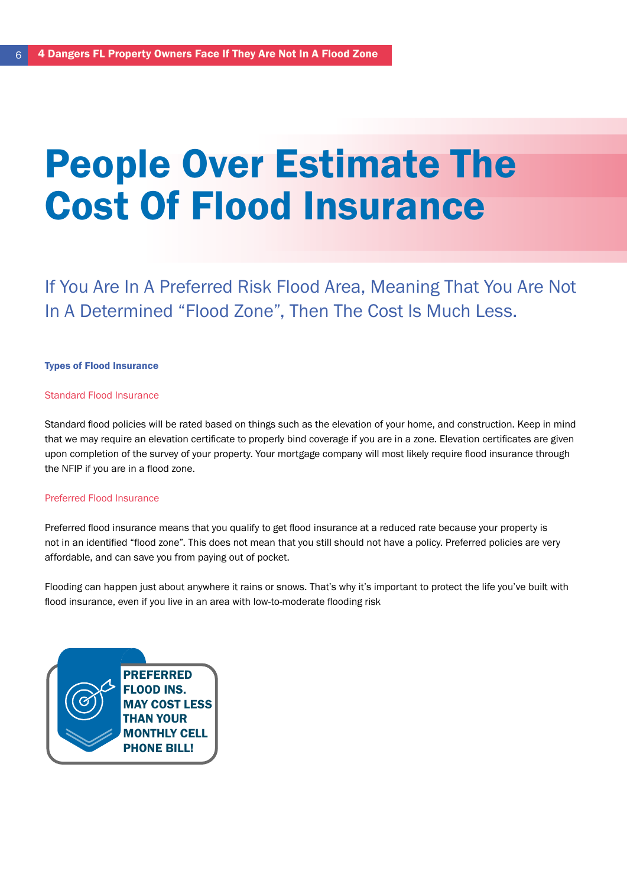# People Over Estimate The Cost Of Flood Insurance

## If You Are In A Preferred Risk Flood Area, Meaning That You Are Not In A Determined "Flood Zone", Then The Cost Is Much Less.

**Types of Flood Insurance**

Standard Flood Insurance

Standard flood policies will be rated based on things such as the elevation of your home, and construction. Keep in mind that we may require an elevation certificate to properly bind coverage if you are in a zone. Elevation certificates are given upon completion of the survey of your property. Your mortgage company will most likely require flood insurance through the NFIP if you are in a flood zone.

Preferred Flood Insurance

Preferred flood insurance means that you qualify to get flood insurance at a reduced rate because your property is not in an identified "flood zone". This does not mean that you still should not have a policy. Preferred policies are very affordable, and can save you from paying out of pocket.

Flooding can happen just about anywhere it rains or snows. That's why it's important to protect the life you've built with flood insurance, even if you live in an area with low-to-moderate flooding risk

**PREFERRED FLOOD INS. MAY COST LESS THAN YOUR MONTHLY CELL PHONE BILL!**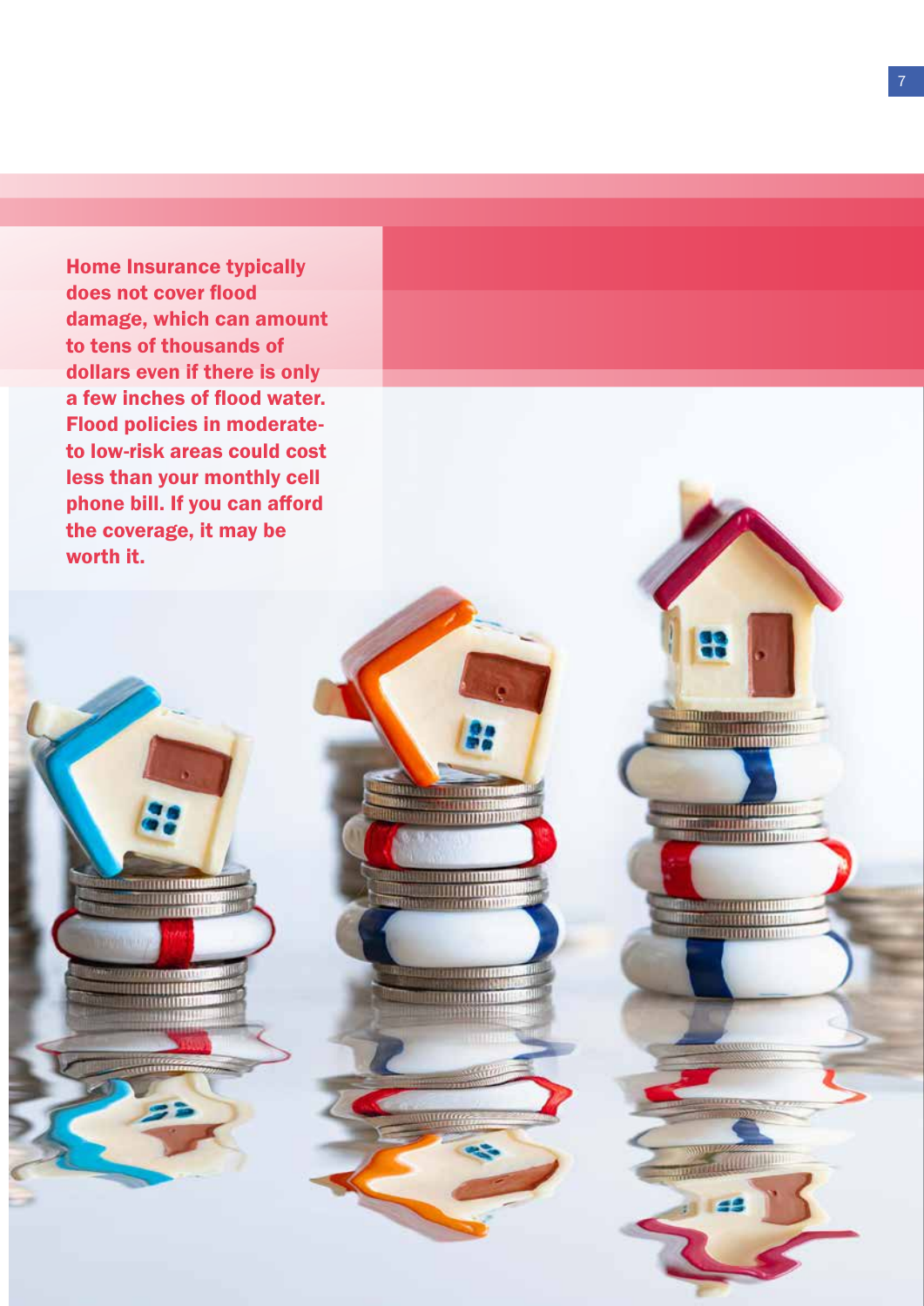**Home Insurance typically does not cover flood damage, which can amount to tens of thousands of dollars even if there is only a few inches of flood water. Flood policies in moderate-to low-risk areas could cost less than your monthly cell phone bill. If you can afford the coverage, it may be worth it.**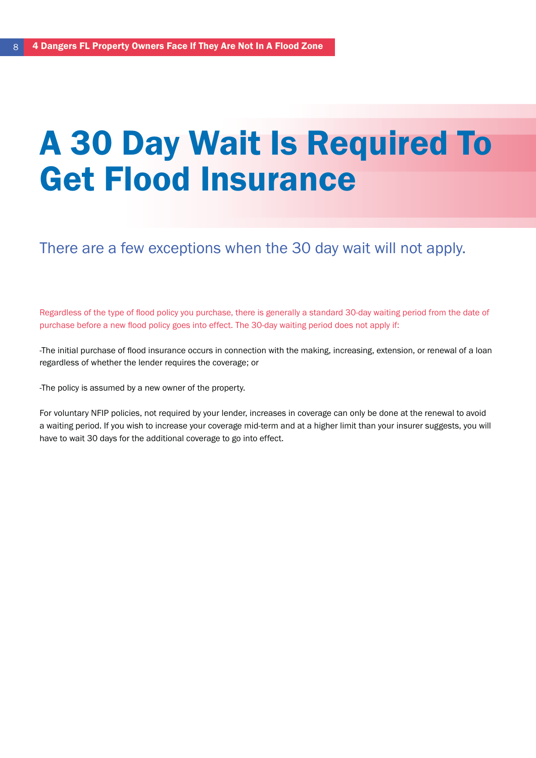# A 30 Day Wait Is Required To Get Flood Insurance

## There are a few exceptions when the 30 day wait will not apply.

Regardless of the type of flood policy you purchase, there is generally a standard 30-day waiting period from the date of purchase before a new flood policy goes into effect. The 30-day waiting period does not apply if:

-The initial purchase of flood insurance occurs in connection with the making, increasing, extension, or renewal of a loan regardless of whether the lender requires the coverage; or

-The policy is assumed by a new owner of the property.

For voluntary NFIP policies, not required by your lender, increases in coverage can only be done at the renewal to avoid a waiting period. If you wish to increase your coverage mid-term and at a higher limit than your insurer suggests, you will have to wait 30 days for the additional coverage to go into effect.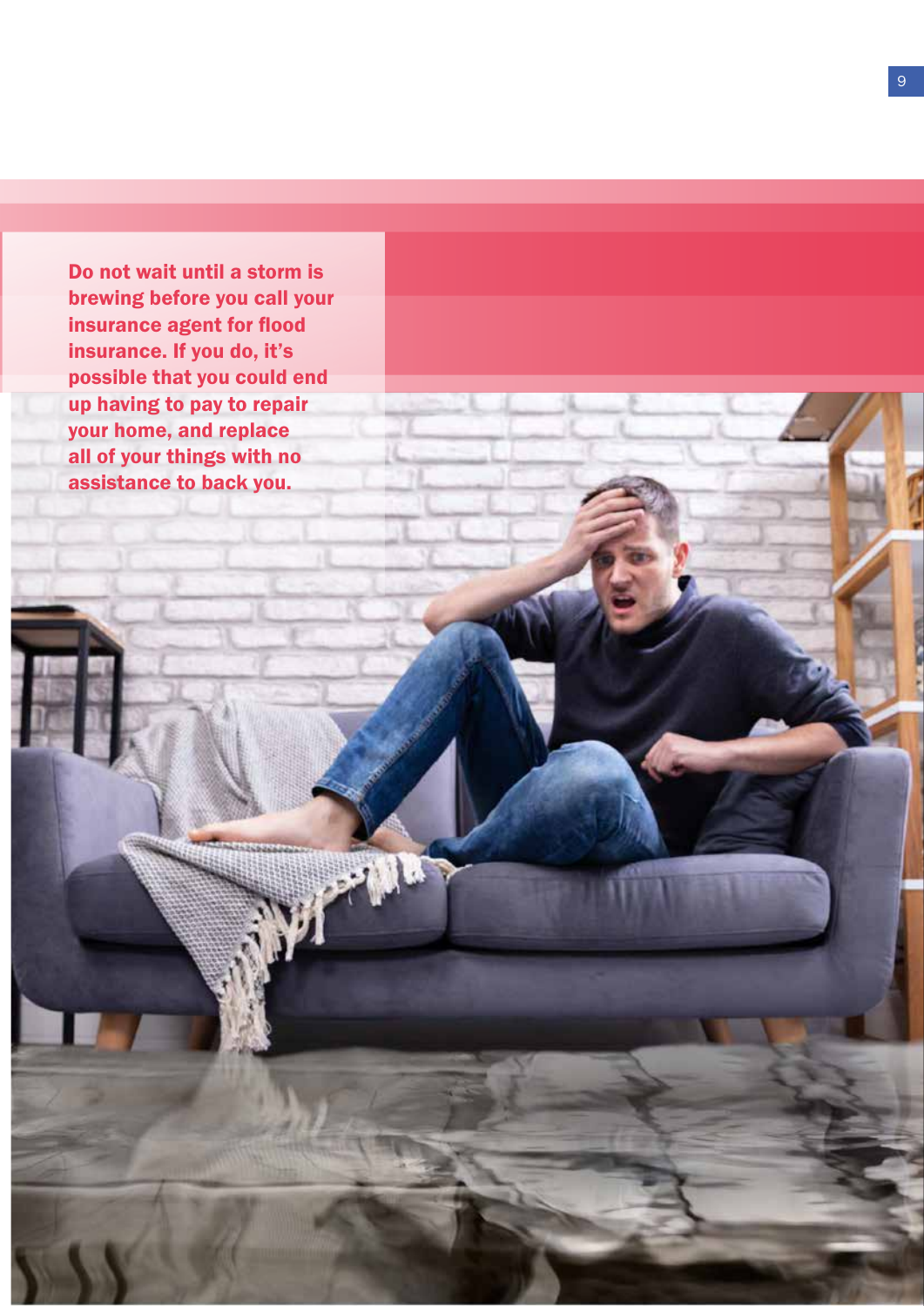**Do not wait until a storm is brewing before you call your insurance agent for flood insurance. If you do, it's possible that you could end up having to pay to repair your home, and replace all of your things with no assistance to back you.**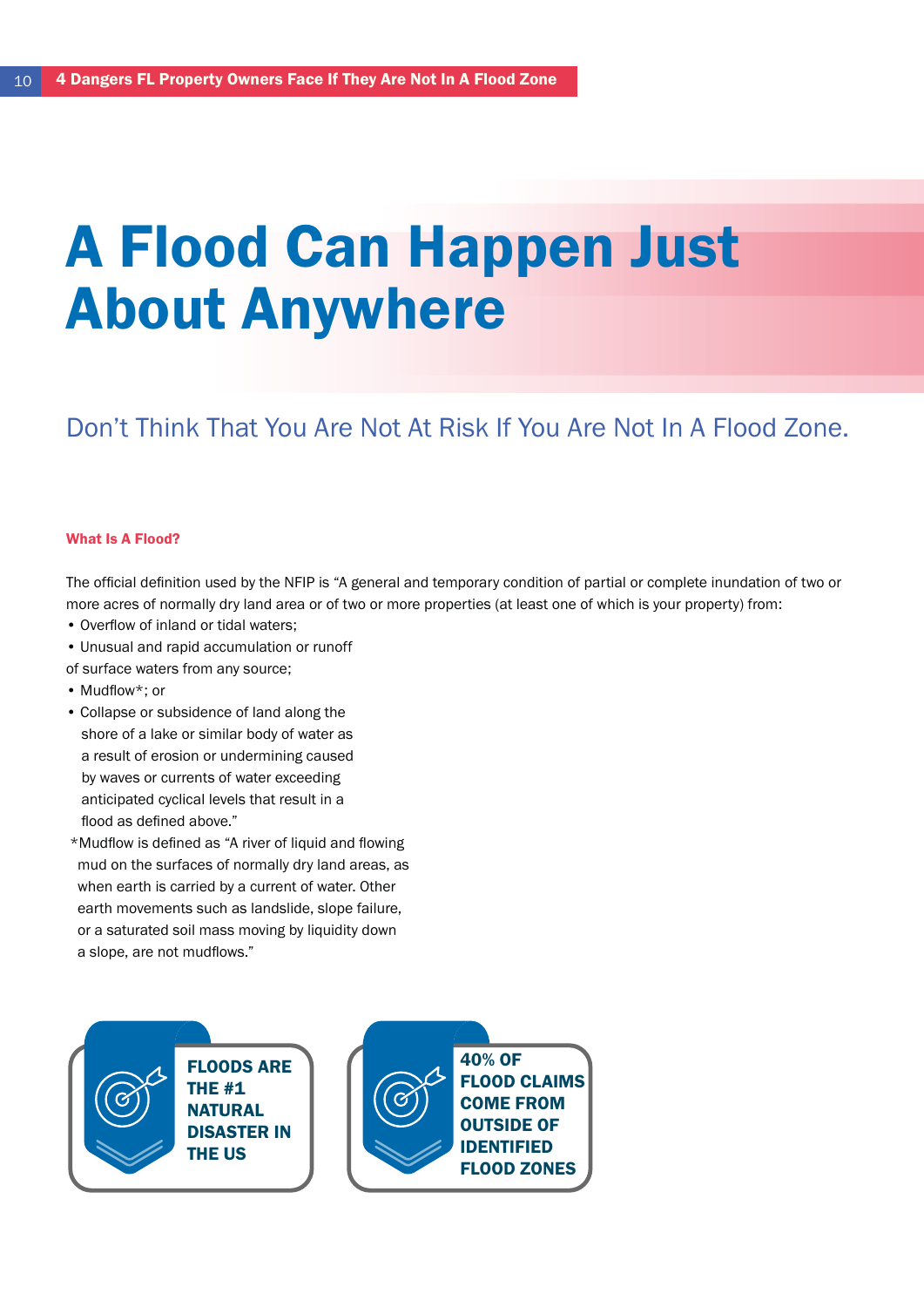# A Flood Can Happen Just About Anywhere

## Don't Think That You Are Not At Risk If You Are Not In A Flood Zone.

### What Is A Flood?

The official definition used by the NFIP is "A general and temporary condition of partial or complete inundation of two or more acres of normally dry land area or of two or more properties (at least one of which is your property) from:

- Overflow of inland or tidal waters;
- Unusual and rapid accumulation or runoff of surface waters from any source;
- Mudflow*; or
- Collapse or subsidence of land along the shore of a lake or similar body of water as a result of erosion or undermining caused by waves or currents of water exceeding anticipated cyclical levels that result in a flood as defined above."

*Mudflow is defined as "A river of liquid and flowing mud on the surfaces of normally dry land areas, as when earth is carried by a current of water. Other earth movements such as landslide, slope failure, or a saturated soil mass moving by liquidity down a slope, are not mudflows."

**FLOODS ARE THE #1 NATURAL DISASTER IN THE US**

**40% OF FLOOD CLAIMS COME FROM OUTSIDE OF IDENTIFIED FLOOD ZONES**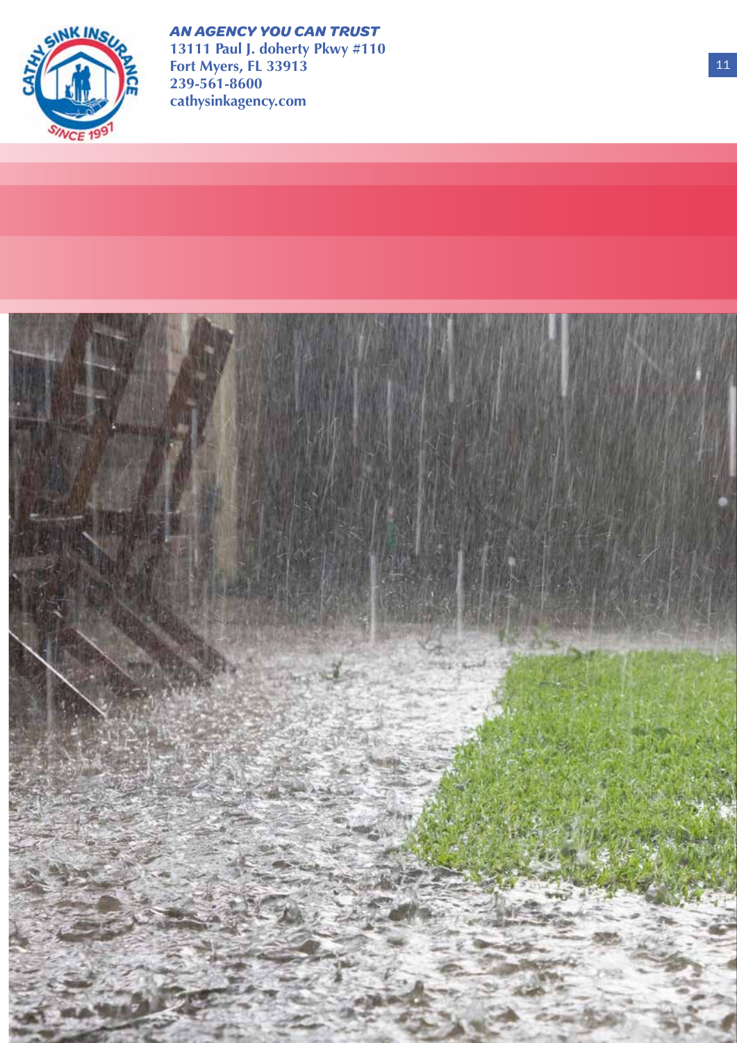***AN AGENCY YOU CAN TRUST***

**13111 Paul J. doherty Pkwy #110**
**Fort Myers, FL 33913**
**239-561-8600**
**cathysinkagency.com**